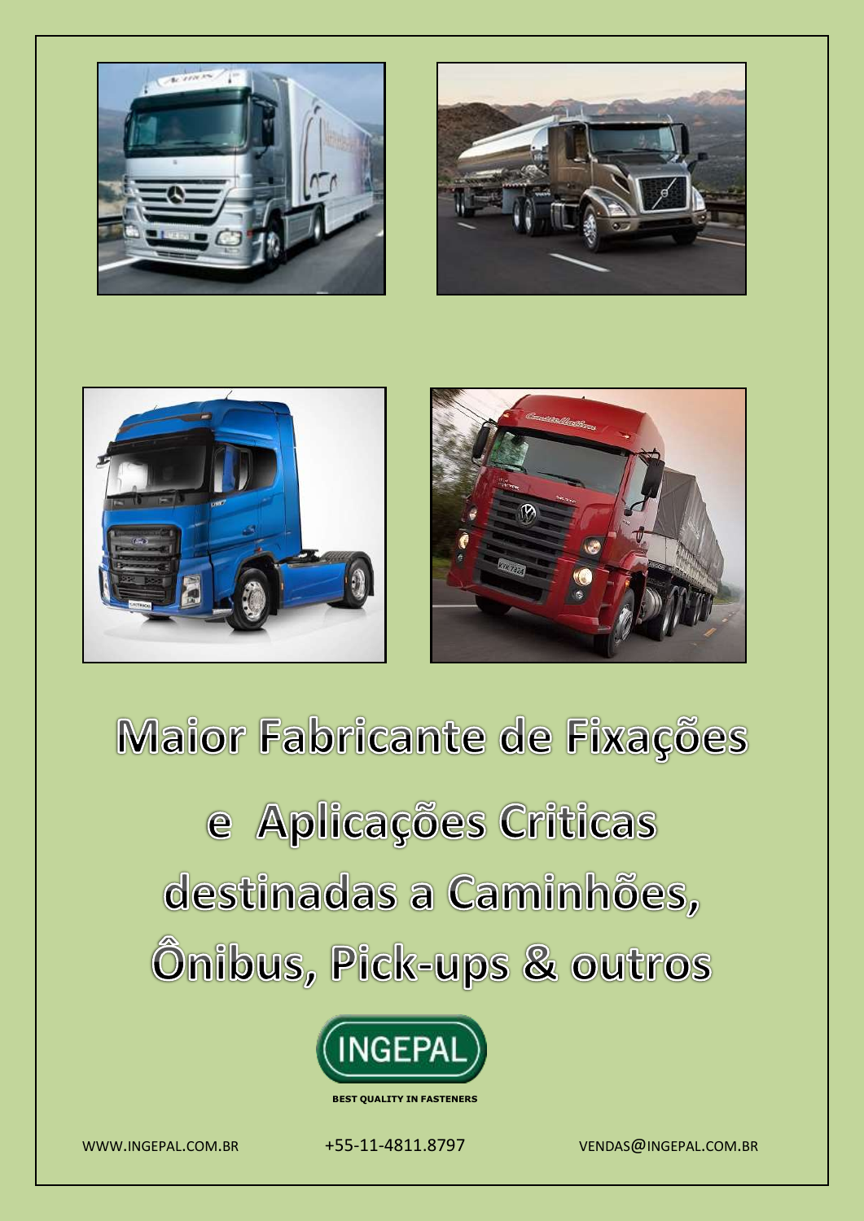# Maior Fabricante de Fixações

# e Aplicações Criticas

# destinadas a Caminhões,

# Ônibus, Pick-ups & outros

INGEPAL

**BEST QUALITY IN FASTENERS**

WWW.INGEPAL.COM.BR    +55-11-4811.8797    VENDAS@INGEPAL.COM.BR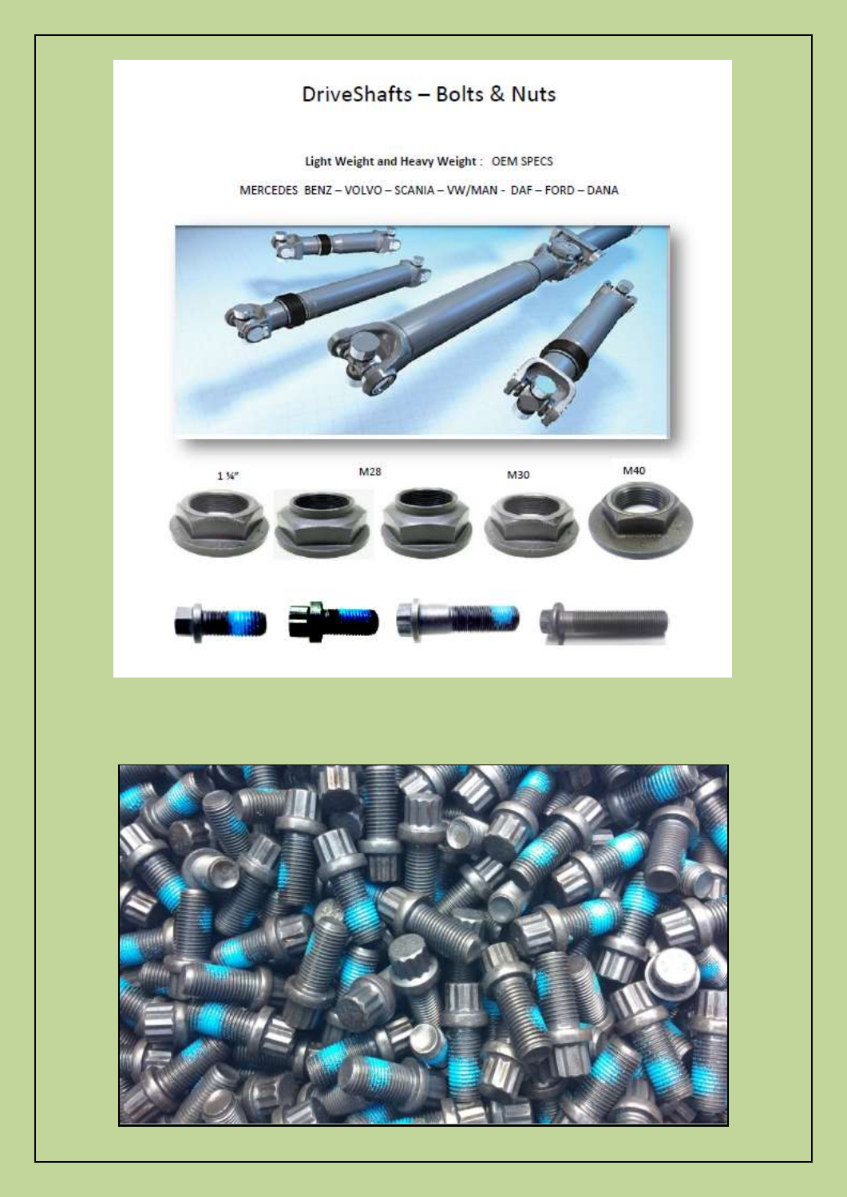# DriveShafts – Bolts & Nuts

**Light Weight and Heavy Weight :** OEM SPECS

MERCEDES BENZ – VOLVO – SCANIA – VW/MAN - DAF – FORD – DANA

1 ¼" M28 M30 M40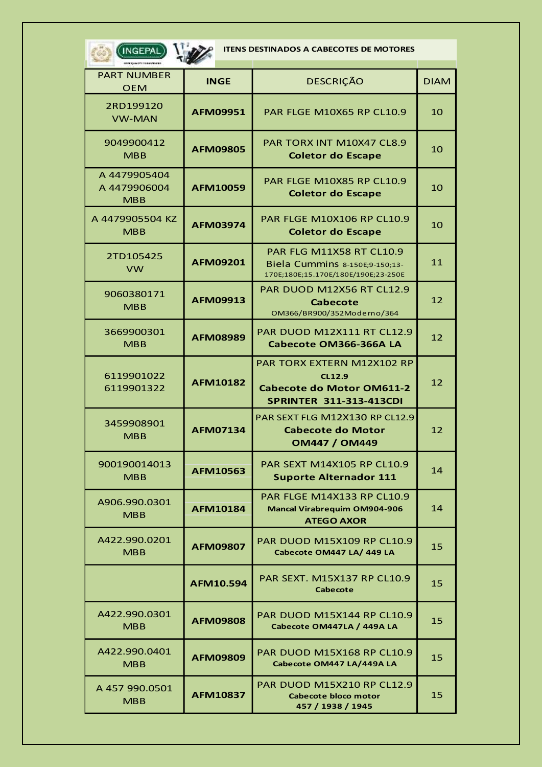INGEPAL

**ITENS DESTINADOS A CABECOTES DE MOTORES**

| PART NUMBER OEM | INGE | DESCRIÇÃO | DIAM |
|---|---|---|---|
| 2RD199120<br>VW-MAN | **AFM09951** | PAR FLGE M10X65 RP CL10.9 | 10 |
| 9049900412<br>MBB | **AFM09805** | PAR TORX INT M10X47 CL8.9<br>**Coletor do Escape** | 10 |
| A 4479905404<br>A 4479906004<br>MBB | **AFM10059** | PAR FLGE M10X85 RP CL10.9<br>**Coletor do Escape** | 10 |
| A 4479905504 KZ<br>MBB | **AFM03974** | PAR FLGE M10X106 RP CL10.9<br>**Coletor do Escape** | 10 |
| 2TD105425<br>VW | **AFM09201** | PAR FLG M11X58 RT CL10.9<br>Biela Cummins 8-150E;9-150;13-170E;180E;15.170E/180E/190E;23-250E | 11 |
| 9060380171<br>MBB | **AFM09913** | PAR DUOD M12X56 RT CL12.9<br>**Cabecote**<br>OM366/BR900/352Moderno/364 | 12 |
| 3669900301<br>MBB | **AFM08989** | PAR DUOD M12X111 RT CL12.9<br>**Cabecote OM366-366A LA** | 12 |
| 6119901022<br>6119901322 | **AFM10182** | PAR TORX EXTERN M12X102 RP<br>**CL12.9**<br>**Cabecote do Motor OM611-2**<br>**SPRINTER 311-313-413CDI** | 12 |
| 3459908901<br>MBB | **AFM07134** | PAR SEXT FLG M12X130 RP CL12.9<br>**Cabecote do Motor**<br>**OM447 / OM449** | 12 |
| 900190014013<br>MBB | **AFM10563** | PAR SEXT M14X105 RP CL10.9<br>**Suporte Alternador 111** | 14 |
| A906.990.0301<br>MBB | **AFM10184** | PAR FLGE M14X133 RP CL10.9<br>**Mancal Virabrequim OM904-906**<br>**ATEGO AXOR** | 14 |
| A422.990.0201<br>MBB | **AFM09807** | PAR DUOD M15X109 RP CL10.9<br>**Cabecote OM447 LA/ 449 LA** | 15 |
| | **AFM10.594** | PAR SEXT. M15X137 RP CL10.9<br>**Cabecote** | 15 |
| A422.990.0301<br>MBB | **AFM09808** | PAR DUOD M15X144 RP CL10.9<br>**Cabecote OM447LA / 449A LA** | 15 |
| A422.990.0401<br>MBB | **AFM09809** | PAR DUOD M15X168 RP CL10.9<br>**Cabecote OM447 LA/449A LA** | 15 |
| A 457 990.0501<br>MBB | **AFM10837** | PAR DUOD M15X210 RP CL12.9<br>**Cabecote bloco motor**<br>**457 / 1938 / 1945** | 15 |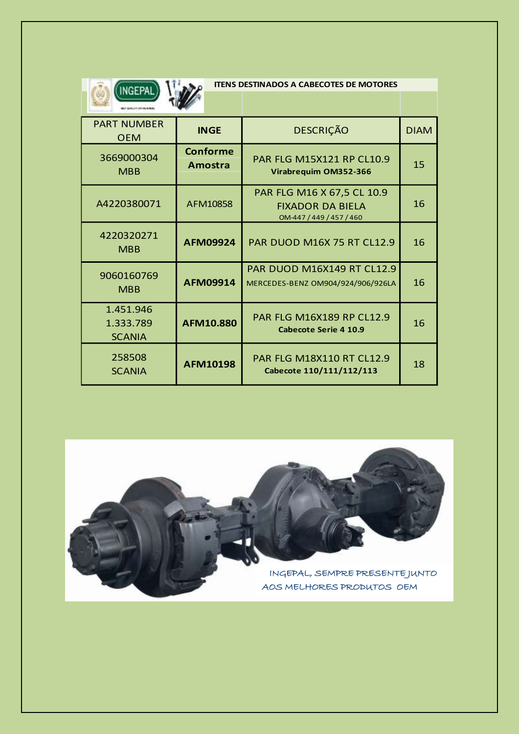**ITENS DESTINADOS A CABECOTES DE MOTORES**

| PART NUMBER OEM | INGE | DESCRIÇÃO | DIAM |
|---|---|---|---|
| 3669000304 MBB | **Conforme Amostra** | PAR FLG M15X121 RP CL10.9 **Virabrequim OM352-366** | 15 |
| A4220380071 | AFM10858 | PAR FLG M16 X 67,5 CL 10.9 FIXADOR DA BIELA OM-447 / 449 / 457 / 460 | 16 |
| 4220320271 MBB | **AFM09924** | PAR DUOD M16X 75 RT CL12.9 | 16 |
| 9060160769 MBB | **AFM09914** | PAR DUOD M16X149 RT CL12.9 MERCEDES-BENZ OM904/924/906/926LA | 16 |
| 1.451.946 1.333.789 SCANIA | **AFM10.880** | PAR FLG M16X189 RP CL12.9 **Cabecote Serie 4 10.9** | 16 |
| 258508 SCANIA | **AFM10198** | PAR FLG M18X110 RT CL12.9 **Cabecote 110/111/112/113** | 18 |

INGEPAL, SEMPRE PRESENTE JUNTO AOS MELHORES PRODUTOS OEM